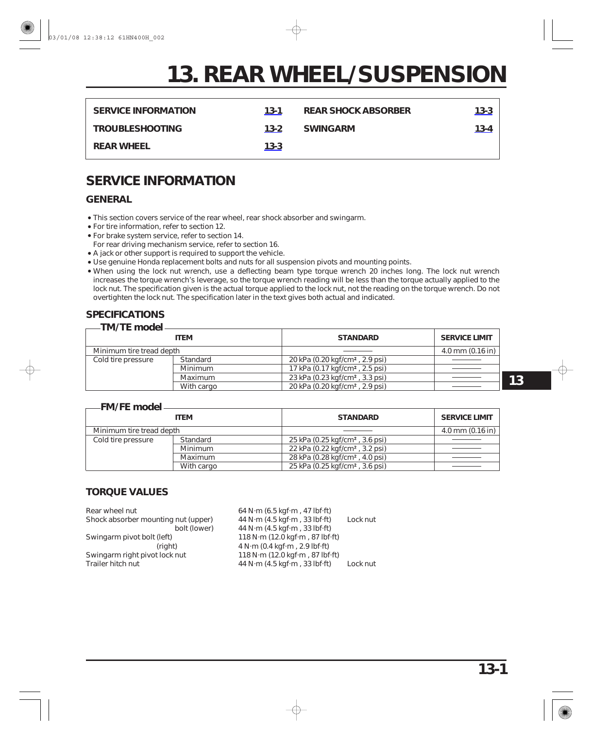# 13. REAR WHEEL/SUSPENSION

| | | | |
|---|---|---|---|
| SERVICE INFORMATION | 13-1 | REAR SHOCK ABSORBER | 13-3 |
| TROUBLESHOOTING | 13-2 | SWINGARM | 13-4 |
| REAR WHEEL | 13-3 | | |

## SERVICE INFORMATION

### GENERAL

- This section covers service of the rear wheel, rear shock absorber and swingarm.
- For tire information, refer to section 12.
- For brake system service, refer to section 14.
  For rear driving mechanism service, refer to section 16.
- A jack or other support is required to support the vehicle.
- Use genuine Honda replacement bolts and nuts for all suspension pivots and mounting points.
- When using the lock nut wrench, use a deflecting beam type torque wrench 20 inches long. The lock nut wrench increases the torque wrench's leverage, so the torque wrench reading will be less than the torque actually applied to the lock nut. The specification given is the actual torque applied to the lock nut, not the reading on the torque wrench. Do not overtighten the lock nut. The specification later in the text gives both actual and indicated.

### SPECIFICATIONS

**TM/TE model**

| ITEM | | STANDARD | SERVICE LIMIT |
|---|---|---|---|
| Minimum tire tread depth | | ——— | 4.0 mm (0.16 in) |
| Cold tire pressure | Standard | 20 kPa (0.20 kgf/cm², 2.9 psi) | ——— |
| | Minimum | 17 kPa (0.17 kgf/cm², 2.5 psi) | ——— |
| | Maximum | 23 kPa (0.23 kgf/cm², 3.3 psi) | ——— |
| | With cargo | 20 kPa (0.20 kgf/cm², 2.9 psi) | ——— |

**FM/FE model**

| ITEM | | STANDARD | SERVICE LIMIT |
|---|---|---|---|
| Minimum tire tread depth | | ——— | 4.0 mm (0.16 in) |
| Cold tire pressure | Standard | 25 kPa (0.25 kgf/cm², 3.6 psi) | ——— |
| | Minimum | 22 kPa (0.22 kgf/cm², 3.2 psi) | ——— |
| | Maximum | 28 kPa (0.28 kgf/cm², 4.0 psi) | ——— |
| | With cargo | 25 kPa (0.25 kgf/cm², 3.6 psi) | ——— |

### TORQUE VALUES

| | | |
|---|---|---|
| Rear wheel nut | 64 N·m (6.5 kgf·m, 47 lbf·ft) | |
| Shock absorber mounting nut (upper) | 44 N·m (4.5 kgf·m, 33 lbf·ft) | Lock nut |
| bolt (lower) | 44 N·m (4.5 kgf·m, 33 lbf·ft) | |
| Swingarm pivot bolt (left) | 118 N·m (12.0 kgf·m, 87 lbf·ft) | |
| (right) | 4 N·m (0.4 kgf·m, 2.9 lbf·ft) | |
| Swingarm right pivot lock nut | 118 N·m (12.0 kgf·m, 87 lbf·ft) | |
| Trailer hitch nut | 44 N·m (4.5 kgf·m, 33 lbf·ft) | Lock nut |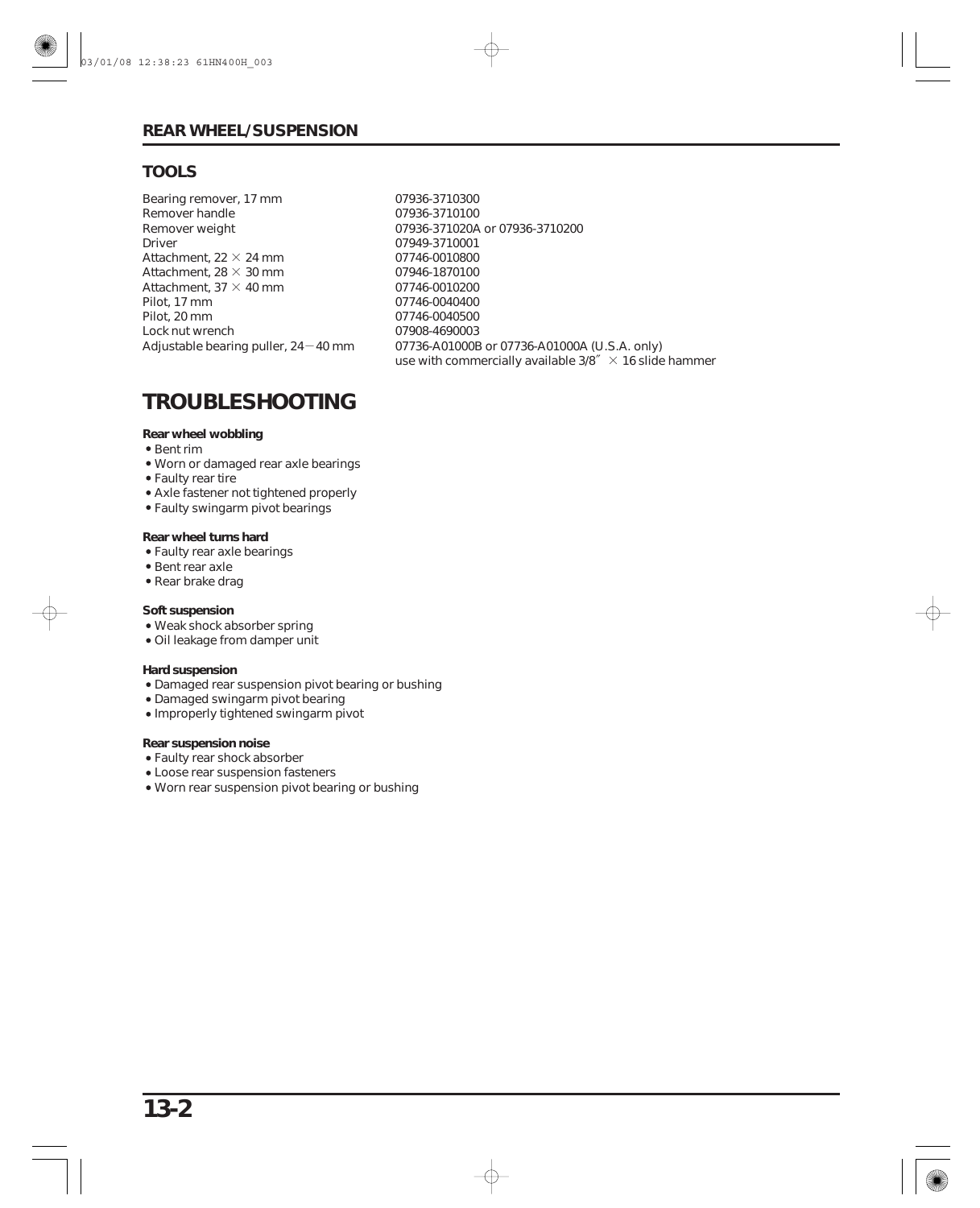## TOOLS

| | |
|---|---|
| Bearing remover, 17 mm | 07936-3710300 |
| Remover handle | 07936-3710100 |
| Remover weight | 07936-371020A or 07936-3710200 |
| Driver | 07949-3710001 |
| Attachment, 22 × 24 mm | 07746-0010800 |
| Attachment, 28 × 30 mm | 07946-1870100 |
| Attachment, 37 × 40 mm | 07746-0010200 |
| Pilot, 17 mm | 07746-0040400 |
| Pilot, 20 mm | 07746-0040500 |
| Lock nut wrench | 07908-4690003 |
| Adjustable bearing puller, 24－40 mm | 07736-A01000B or 07736-A01000A (U.S.A. only) use with commercially available 3/8″ × 16 slide hammer |

# TROUBLESHOOTING

**Rear wheel wobbling**
- Bent rim
- Worn or damaged rear axle bearings
- Faulty rear tire
- Axle fastener not tightened properly
- Faulty swingarm pivot bearings

**Rear wheel turns hard**
- Faulty rear axle bearings
- Bent rear axle
- Rear brake drag

**Soft suspension**
- Weak shock absorber spring
- Oil leakage from damper unit

**Hard suspension**
- Damaged rear suspension pivot bearing or bushing
- Damaged swingarm pivot bearing
- Improperly tightened swingarm pivot

**Rear suspension noise**
- Faulty rear shock absorber
- Loose rear suspension fasteners
- Worn rear suspension pivot bearing or bushing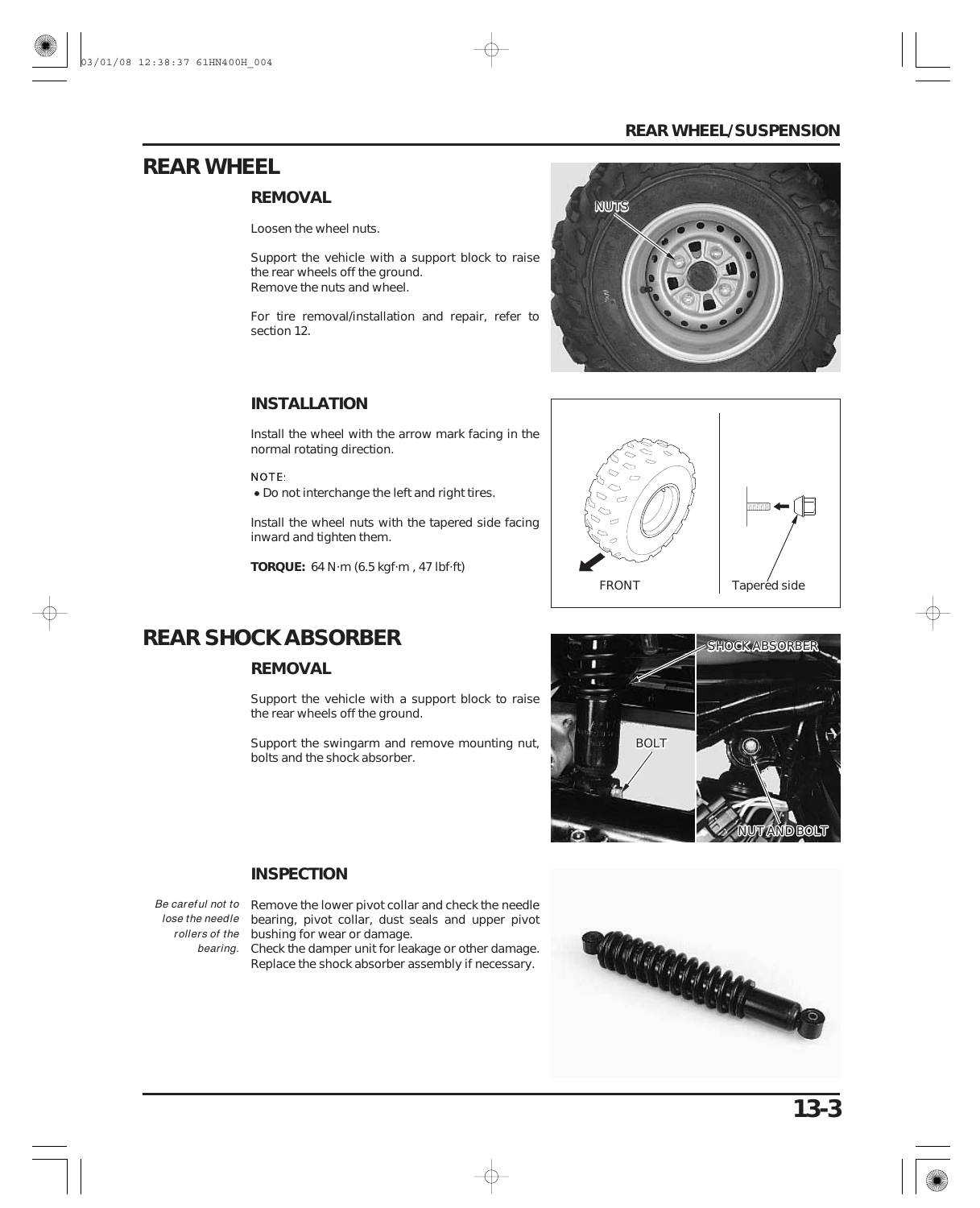# REAR WHEEL

### REMOVAL

Loosen the wheel nuts.

Support the vehicle with a support block to raise the rear wheels off the ground.
Remove the nuts and wheel.

For tire removal/installation and repair, refer to section 12.

NUTS

### INSTALLATION

Install the wheel with the arrow mark facing in the normal rotating direction.

NOTE:
- Do not interchange the left and right tires.

Install the wheel nuts with the tapered side facing inward and tighten them.

**TORQUE:** 64 N·m (6.5 kgf·m , 47 lbf·ft)

FRONT

Tapered side

# REAR SHOCK ABSORBER

### REMOVAL

Support the vehicle with a support block to raise the rear wheels off the ground.

Support the swingarm and remove mounting nut, bolts and the shock absorber.

SHOCK ABSORBER

BOLT

NUT AND BOLT

### INSPECTION

*Be careful not to lose the needle rollers of the bearing.*

Remove the lower pivot collar and check the needle bearing, pivot collar, dust seals and upper pivot bushing for wear or damage.
Check the damper unit for leakage or other damage.
Replace the shock absorber assembly if necessary.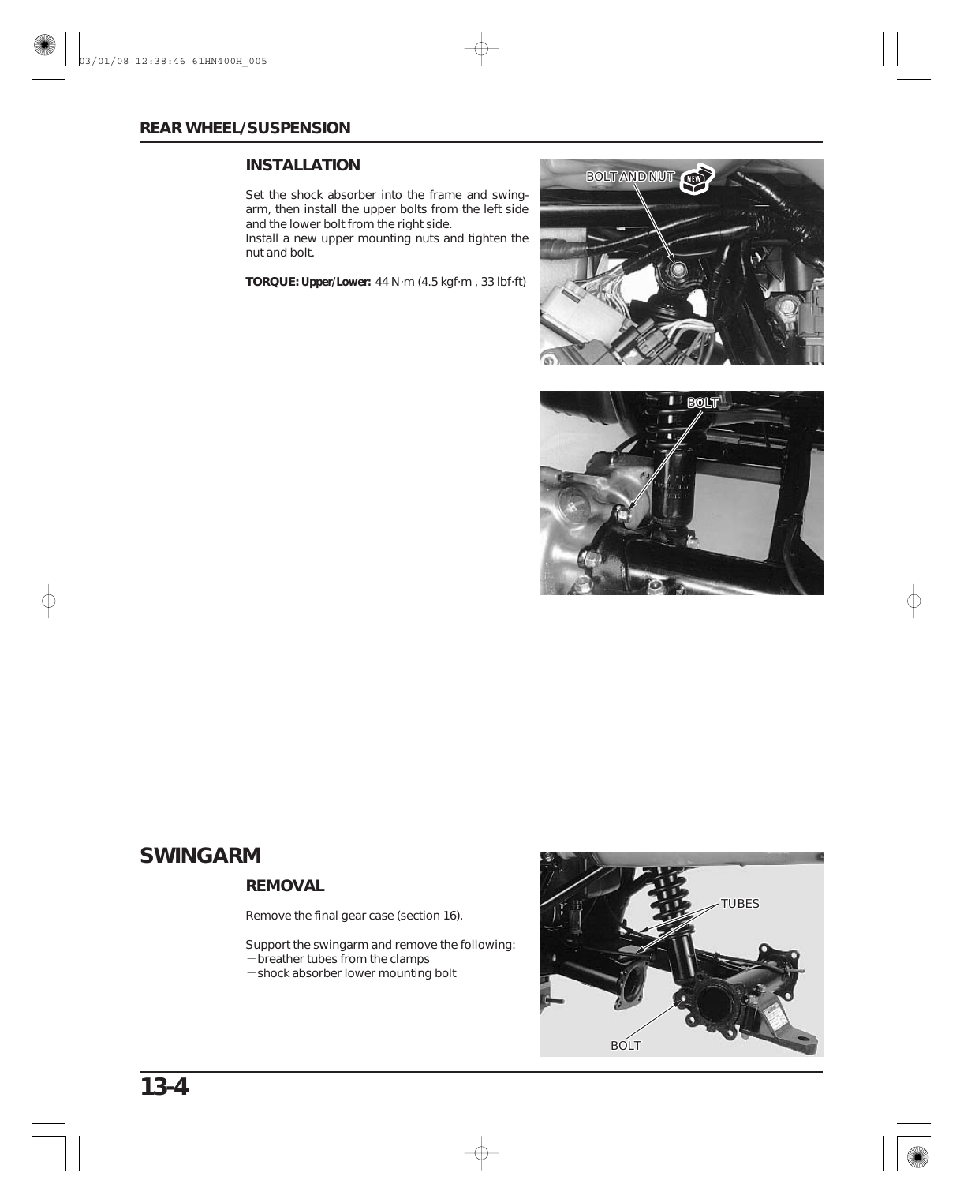## INSTALLATION

Set the shock absorber into the frame and swingarm, then install the upper bolts from the left side and the lower bolt from the right side.
Install a new upper mounting nuts and tighten the nut and bolt.

**TORQUE: Upper/Lower:** 44 N·m (4.5 kgf·m , 33 lbf·ft)

BOLT AND NUT

BOLT

# SWINGARM

## REMOVAL

Remove the final gear case (section 16).

Support the swingarm and remove the following:
– breather tubes from the clamps
– shock absorber lower mounting bolt

TUBES

BOLT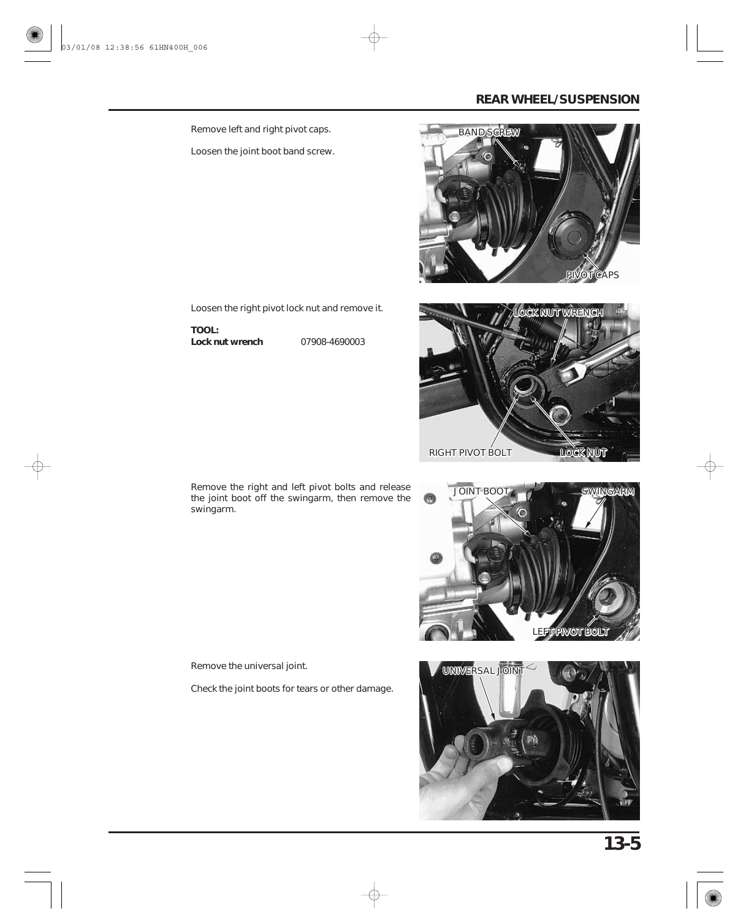Remove left and right pivot caps.

Loosen the joint boot band screw.

Loosen the right pivot lock nut and remove it.

**TOOL:**
**Lock nut wrench** 07908-4690003

Remove the right and left pivot bolts and release the joint boot off the swingarm, then remove the swingarm.

Remove the universal joint.

Check the joint boots for tears or other damage.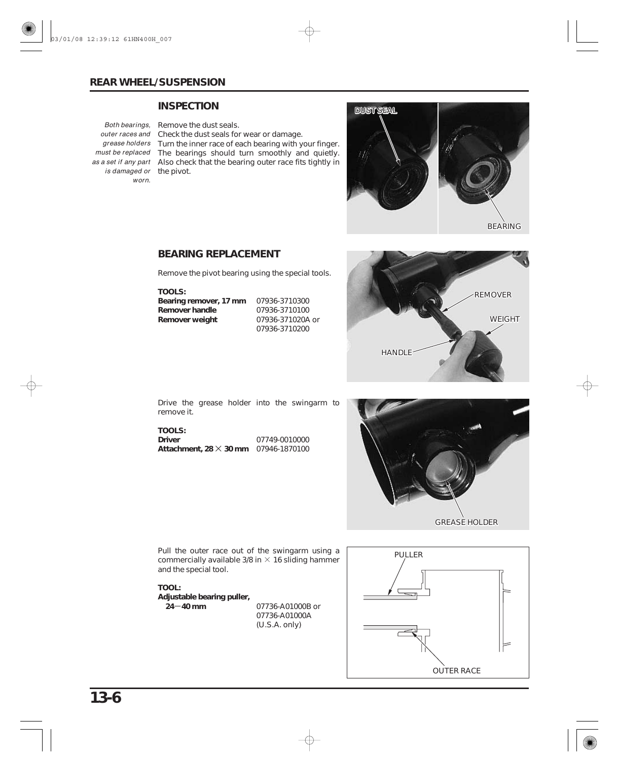## REAR WHEEL/SUSPENSION

### INSPECTION

*Both bearings, outer races and grease holders must be replaced as a set if any part is damaged or worn.*

Remove the dust seals.
Check the dust seals for wear or damage.
Turn the inner race of each bearing with your finger. The bearings should turn smoothly and quietly. Also check that the bearing outer race fits tightly in the pivot.

### BEARING REPLACEMENT

Remove the pivot bearing using the special tools.

**TOOLS:**

| | |
|---|---|
| **Bearing remover, 17 mm** | 07936-3710300 |
| **Remover handle** | 07936-3710100 |
| **Remover weight** | 07936-371020A or 07936-3710200 |

Drive the grease holder into the swingarm to remove it.

**TOOLS:**

| | |
|---|---|
| **Driver** | 07749-0010000 |
| **Attachment, 28 × 30 mm** | 07946-1870100 |

Pull the outer race out of the swingarm using a commercially available 3/8 in × 16 sliding hammer and the special tool.

**TOOL:**

| | |
|---|---|
| **Adjustable bearing puller, 24－40 mm** | 07736-A01000B or 07736-A01000A (U.S.A. only) |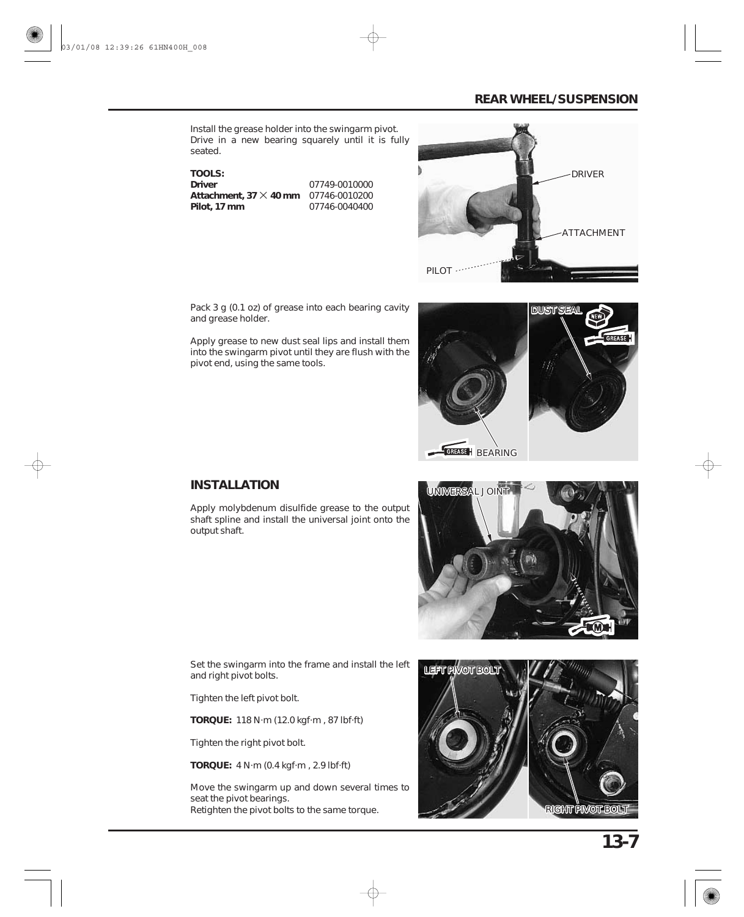Install the grease holder into the swingarm pivot.
Drive in a new bearing squarely until it is fully seated.

**TOOLS:**

| | |
|---|---|
| **Driver** | 07749-0010000 |
| **Attachment, 37 × 40 mm** | 07746-0010200 |
| **Pilot, 17 mm** | 07746-0040400 |

Pack 3 g (0.1 oz) of grease into each bearing cavity and grease holder.

Apply grease to new dust seal lips and install them into the swingarm pivot until they are flush with the pivot end, using the same tools.

## INSTALLATION

Apply molybdenum disulfide grease to the output shaft spline and install the universal joint onto the output shaft.

Set the swingarm into the frame and install the left and right pivot bolts.

Tighten the left pivot bolt.

**TORQUE:** 118 N·m (12.0 kgf·m , 87 lbf·ft)

Tighten the right pivot bolt.

**TORQUE:** 4 N·m (0.4 kgf·m , 2.9 lbf·ft)

Move the swingarm up and down several times to seat the pivot bearings.
Retighten the pivot bolts to the same torque.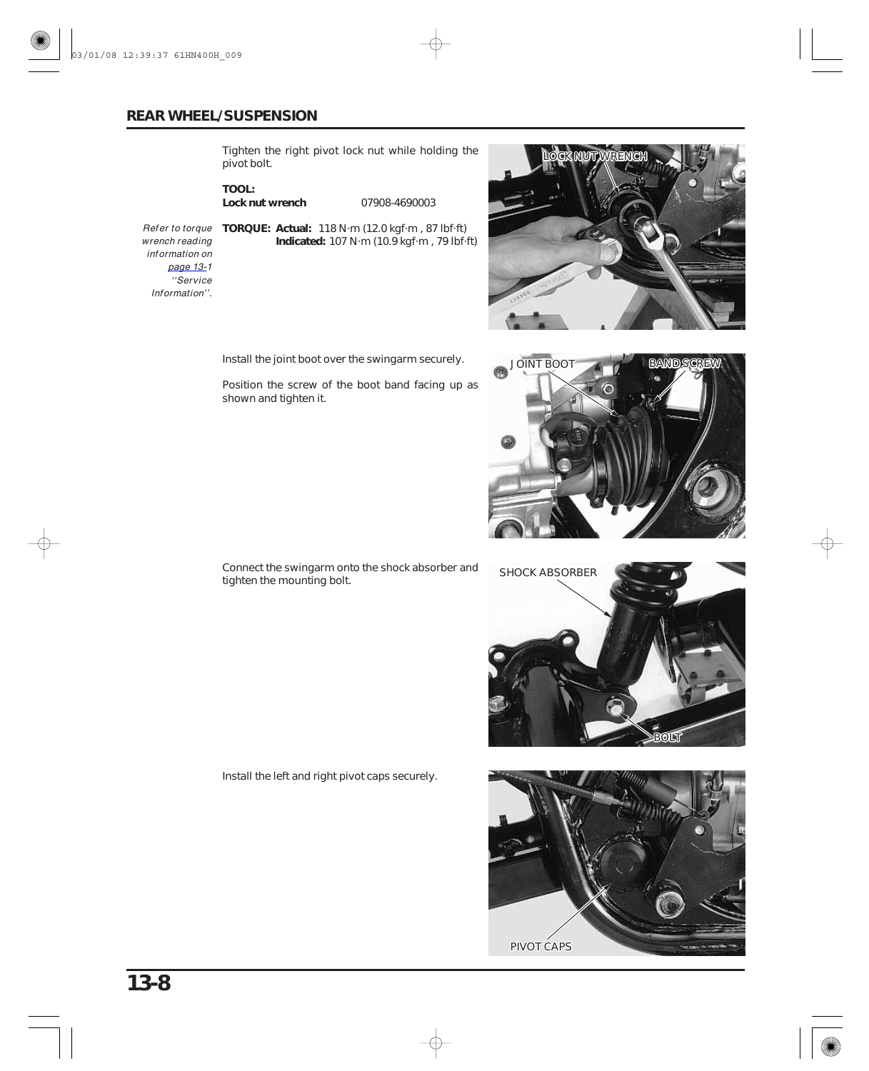## REAR WHEEL/SUSPENSION

Tighten the right pivot lock nut while holding the pivot bolt.

**TOOL:**
**Lock nut wrench** 07908-4690003

*Refer to torque wrench reading information on page 13-1 ''Service Information''.*

**TORQUE: Actual:** 118 N·m (12.0 kgf·m , 87 lbf·ft)
**Indicated:** 107 N·m (10.9 kgf·m , 79 lbf·ft)

LOCK NUT WRENCH

Install the joint boot over the swingarm securely.

Position the screw of the boot band facing up as shown and tighten it.

JOINT BOOT
BAND SCREW

Connect the swingarm onto the shock absorber and tighten the mounting bolt.

SHOCK ABSORBER
BOLT

Install the left and right pivot caps securely.

PIVOT CAPS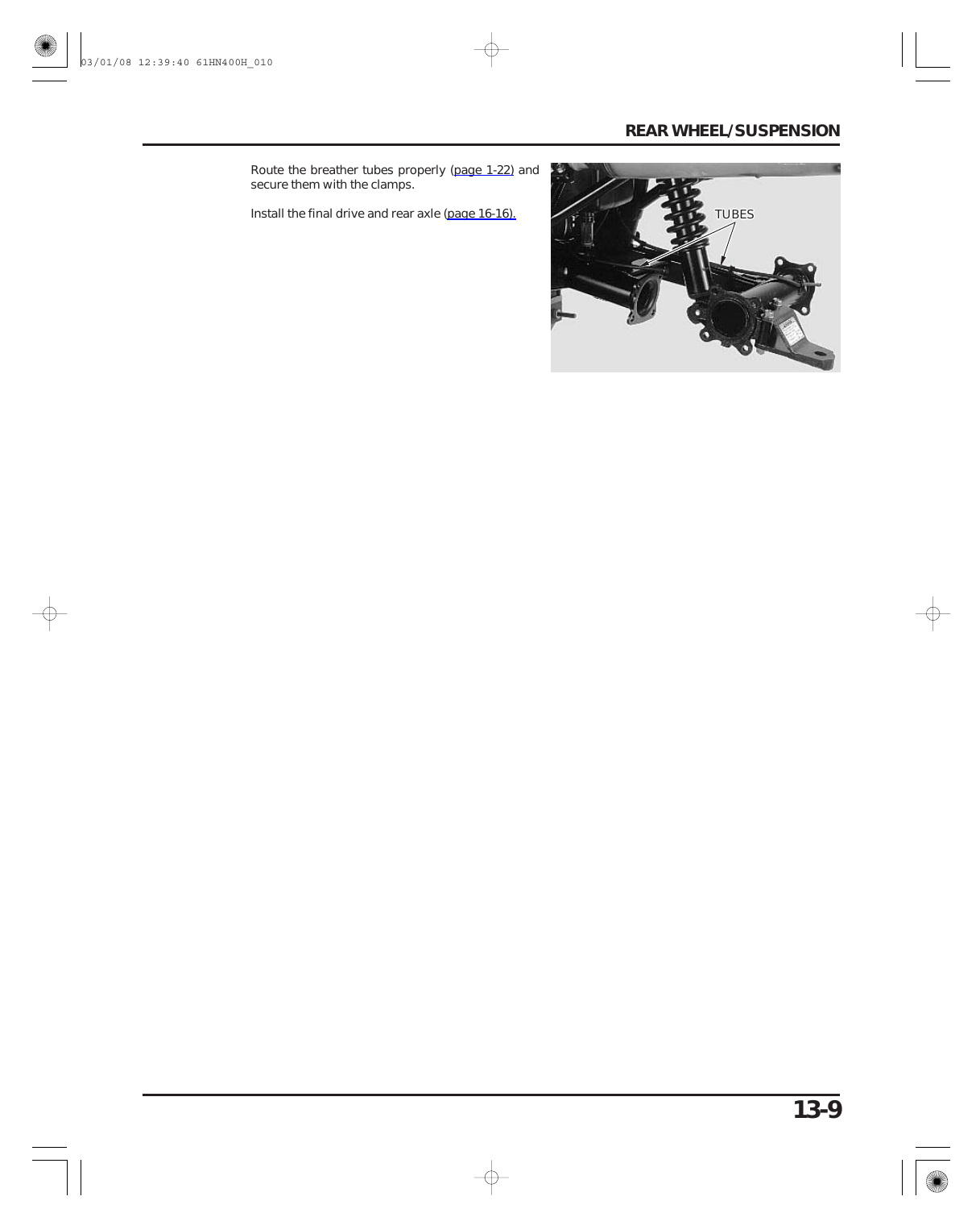Route the breather tubes properly (page 1-22) and secure them with the clamps.

Install the final drive and rear axle (page 16-16).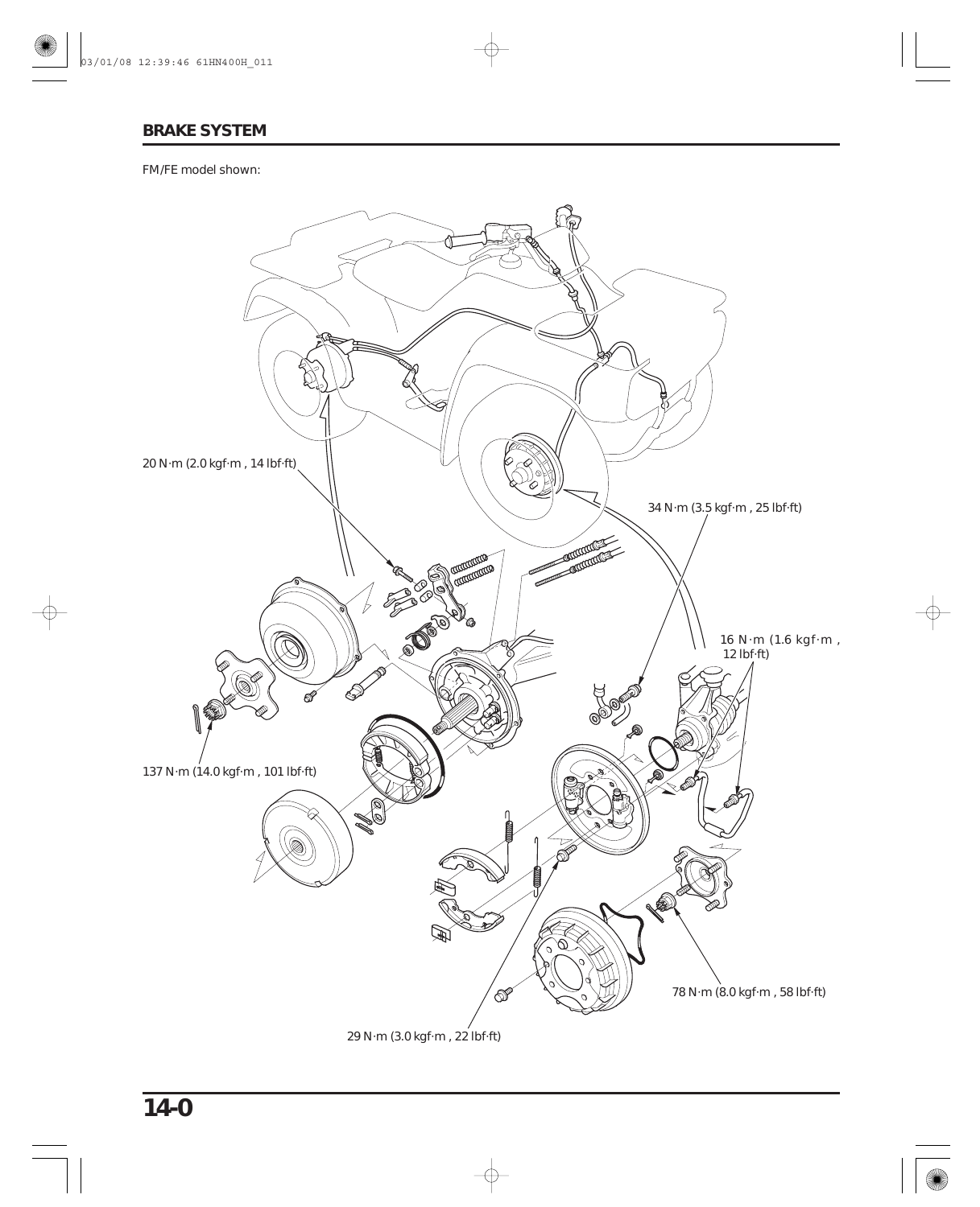## BRAKE SYSTEM

FM/FE model shown:

20 N·m (2.0 kgf·m , 14 lbf·ft)

34 N·m (3.5 kgf·m , 25 lbf·ft)

16 N·m (1.6 kgf·m , 12 lbf·ft)

137 N·m (14.0 kgf·m , 101 lbf·ft)

78 N·m (8.0 kgf·m , 58 lbf·ft)

29 N·m (3.0 kgf·m , 22 lbf·ft)